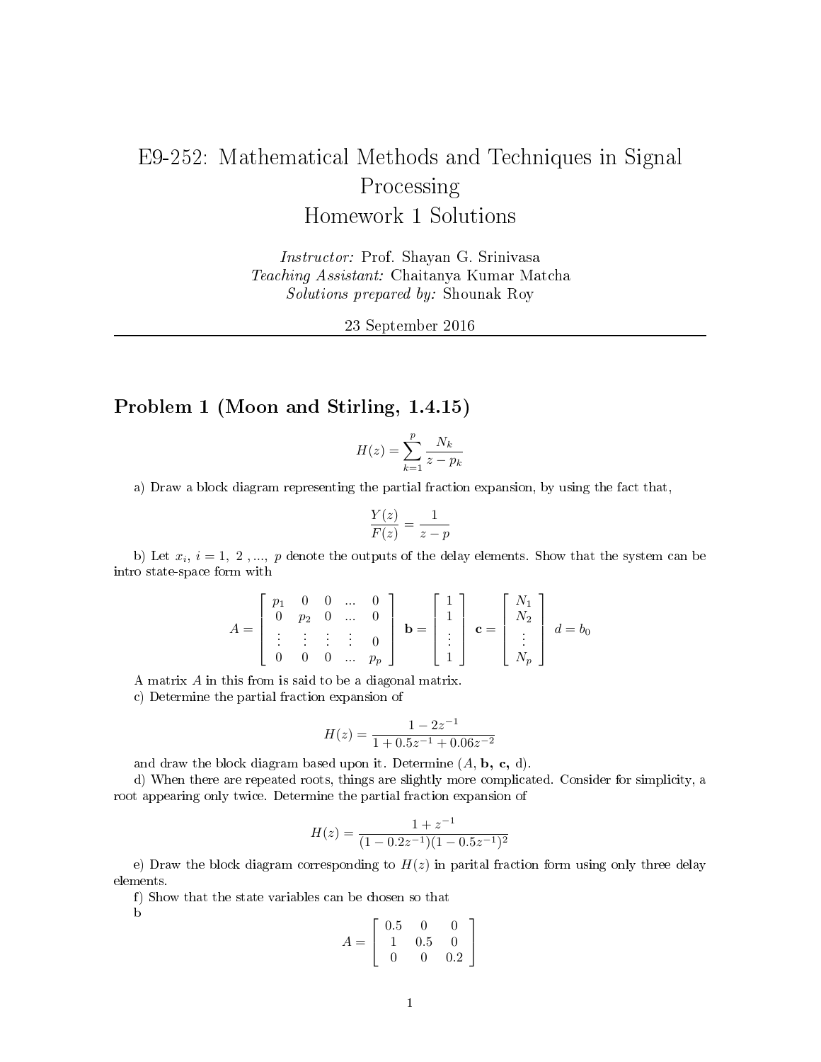# E9-252: Mathematical Methods and Techniques in Signal Processing
# Homework 1 Solutions

*Instructor:* Prof. Shayan G. Srinivasa
*Teaching Assistant:* Chaitanya Kumar Matcha
*Solutions prepared by:* Shounak Roy

23 September 2016

---

## Problem 1 (Moon and Stirling, 1.4.15)

$$H(z) = \sum_{k=1}^{p} \frac{N_k}{z - p_k}$$

a) Draw a block diagram representing the partial fraction expansion, by using the fact that,

$$\frac{Y(z)}{F(z)} = \frac{1}{z - p}$$

b) Let $x_i$, $i = 1,\ 2\ ,...,\ p$ denote the outputs of the delay elements. Show that the system can be intro state-space form with

$$A = \begin{bmatrix} p_1 & 0 & 0 & ... & 0 \\ 0 & p_2 & 0 & ... & 0 \\ \vdots & \vdots & \vdots & \vdots & 0 \\ 0 & 0 & 0 & ... & p_p \end{bmatrix} \quad \mathbf{b} = \begin{bmatrix} 1 \\ 1 \\ \vdots \\ 1 \end{bmatrix} \quad \mathbf{c} = \begin{bmatrix} N_1 \\ N_2 \\ \vdots \\ N_p \end{bmatrix} \quad d = b_0$$

A matrix $A$ in this from is said to be a diagonal matrix.

c) Determine the partial fraction expansion of

$$H(z) = \frac{1 - 2z^{-1}}{1 + 0.5z^{-1} + 0.06z^{-2}}$$

and draw the block diagram based upon it. Determine ($A$, $\mathbf{b}$, $\mathbf{c}$, d).

d) When there are repeated roots, things are slightly more complicated. Consider for simplicity, a root appearing only twice. Determine the partial fraction expansion of

$$H(z) = \frac{1 + z^{-1}}{(1 - 0.2z^{-1})(1 - 0.5z^{-1})^2}$$

e) Draw the block diagram corresponding to $H(z)$ in parital fraction form using only three delay elements.

f) Show that the state variables can be chosen so that
b

$$A = \begin{bmatrix} 0.5 & 0 & 0 \\ 1 & 0.5 & 0 \\ 0 & 0 & 0.2 \end{bmatrix}$$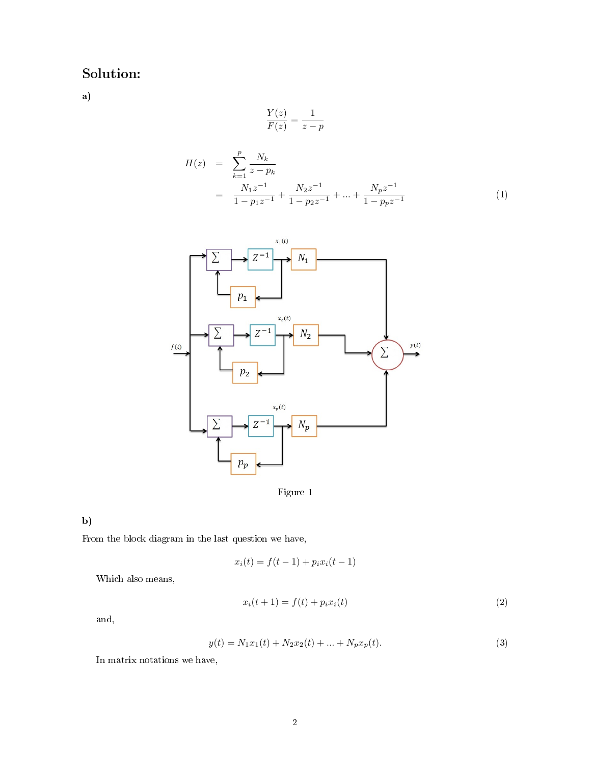## Solution:

**a)**

$$\frac{Y(z)}{F(z)} = \frac{1}{z-p}$$

$$\begin{aligned} H(z) &= \sum_{k=1}^{p} \frac{N_k}{z-p_k} \\ &= \frac{N_1 z^{-1}}{1-p_1 z^{-1}} + \frac{N_2 z^{-1}}{1-p_2 z^{-1}} + ... + \frac{N_p z^{-1}}{1-p_p z^{-1}} \end{aligned} \tag{1}$$

Figure 1

**b)**

From the block diagram in the last question we have,

$$x_i(t) = f(t-1) + p_i x_i(t-1)$$

Which also means,

$$x_i(t+1) = f(t) + p_i x_i(t) \tag{2}$$

and,

$$y(t) = N_1 x_1(t) + N_2 x_2(t) + ... + N_p x_p(t). \tag{3}$$

In matrix notations we have,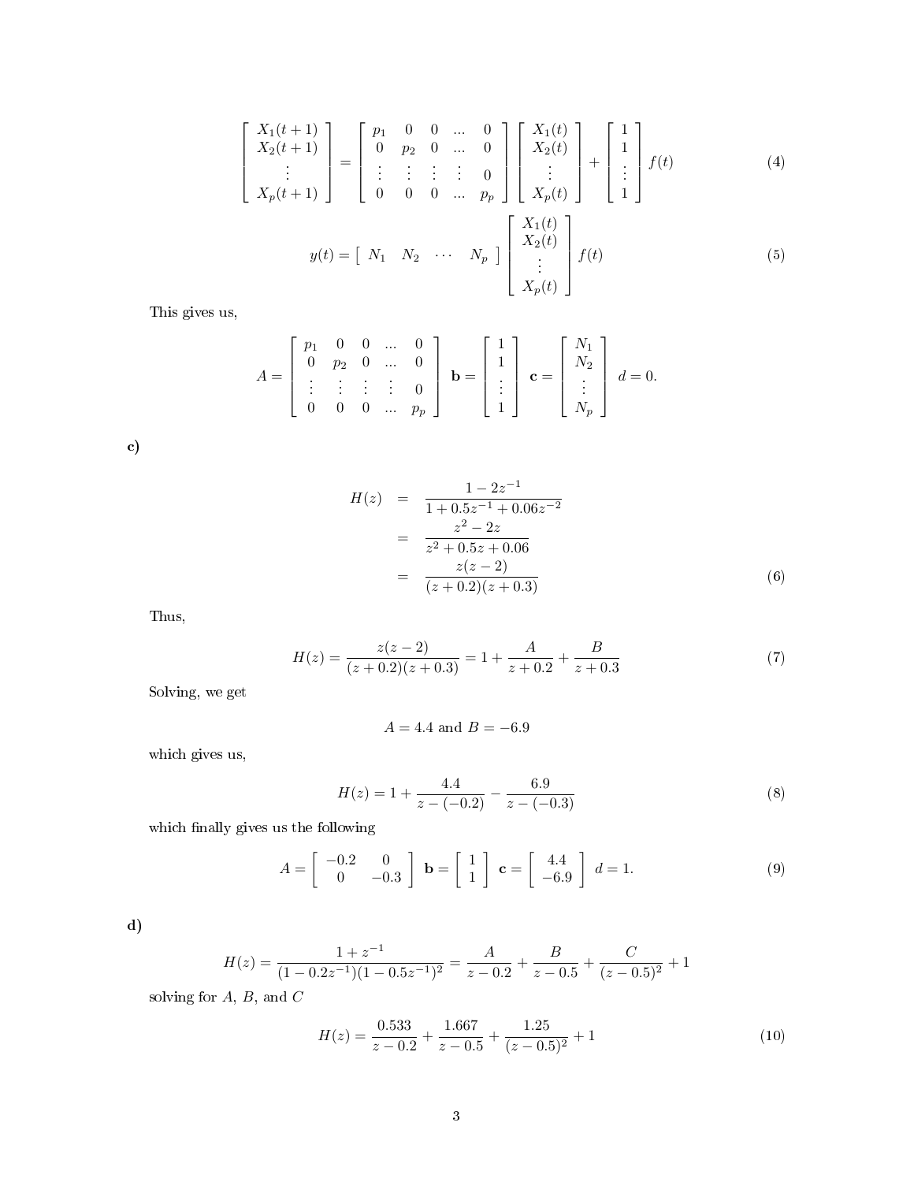$$
\begin{bmatrix} X_1(t+1) \\ X_2(t+1) \\ \vdots \\ X_p(t+1) \end{bmatrix} = \begin{bmatrix} p_1 & 0 & 0 & ... & 0 \\ 0 & p_2 & 0 & ... & 0 \\ \vdots & \vdots & \vdots & \vdots & 0 \\ 0 & 0 & 0 & ... & p_p \end{bmatrix} \begin{bmatrix} X_1(t) \\ X_2(t) \\ \vdots \\ X_p(t) \end{bmatrix} + \begin{bmatrix} 1 \\ 1 \\ \vdots \\ 1 \end{bmatrix} f(t) \tag{4}
$$

$$
y(t) = \begin{bmatrix} N_1 & N_2 & \cdots & N_p \end{bmatrix} \begin{bmatrix} X_1(t) \\ X_2(t) \\ \vdots \\ X_p(t) \end{bmatrix} f(t) \tag{5}
$$

This gives us,

$$
A = \begin{bmatrix} p_1 & 0 & 0 & ... & 0 \\ 0 & p_2 & 0 & ... & 0 \\ \vdots & \vdots & \vdots & \vdots & 0 \\ 0 & 0 & 0 & ... & p_p \end{bmatrix} \quad \mathbf{b} = \begin{bmatrix} 1 \\ 1 \\ \vdots \\ 1 \end{bmatrix} \quad \mathbf{c} = \begin{bmatrix} N_1 \\ N_2 \\ \vdots \\ N_p \end{bmatrix} \quad d = 0.
$$

**c)**

$$
\begin{aligned}
H(z) &= \frac{1 - 2z^{-1}}{1 + 0.5z^{-1} + 0.06z^{-2}} \\
&= \frac{z^2 - 2z}{z^2 + 0.5z + 0.06} \\
&= \frac{z(z-2)}{(z+0.2)(z+0.3)}
\end{aligned} \tag{6}
$$

Thus,

$$
H(z) = \frac{z(z-2)}{(z+0.2)(z+0.3)} = 1 + \frac{A}{z+0.2} + \frac{B}{z+0.3} \tag{7}
$$

Solving, we get

$$
A = 4.4 \text{ and } B = -6.9
$$

which gives us,

$$
H(z) = 1 + \frac{4.4}{z - (-0.2)} - \frac{6.9}{z - (-0.3)} \tag{8}
$$

which finally gives us the following

$$
A = \begin{bmatrix} -0.2 & 0 \\ 0 & -0.3 \end{bmatrix} \quad \mathbf{b} = \begin{bmatrix} 1 \\ 1 \end{bmatrix} \quad \mathbf{c} = \begin{bmatrix} 4.4 \\ -6.9 \end{bmatrix} \quad d = 1. \tag{9}
$$

**d)**

$$
H(z) = \frac{1 + z^{-1}}{(1 - 0.2z^{-1})(1 - 0.5z^{-1})^2} = \frac{A}{z - 0.2} + \frac{B}{z - 0.5} + \frac{C}{(z-0.5)^2} + 1
$$

solving for $A$, $B$, and $C$

$$
H(z) = \frac{0.533}{z - 0.2} + \frac{1.667}{z - 0.5} + \frac{1.25}{(z-0.5)^2} + 1 \tag{10}
$$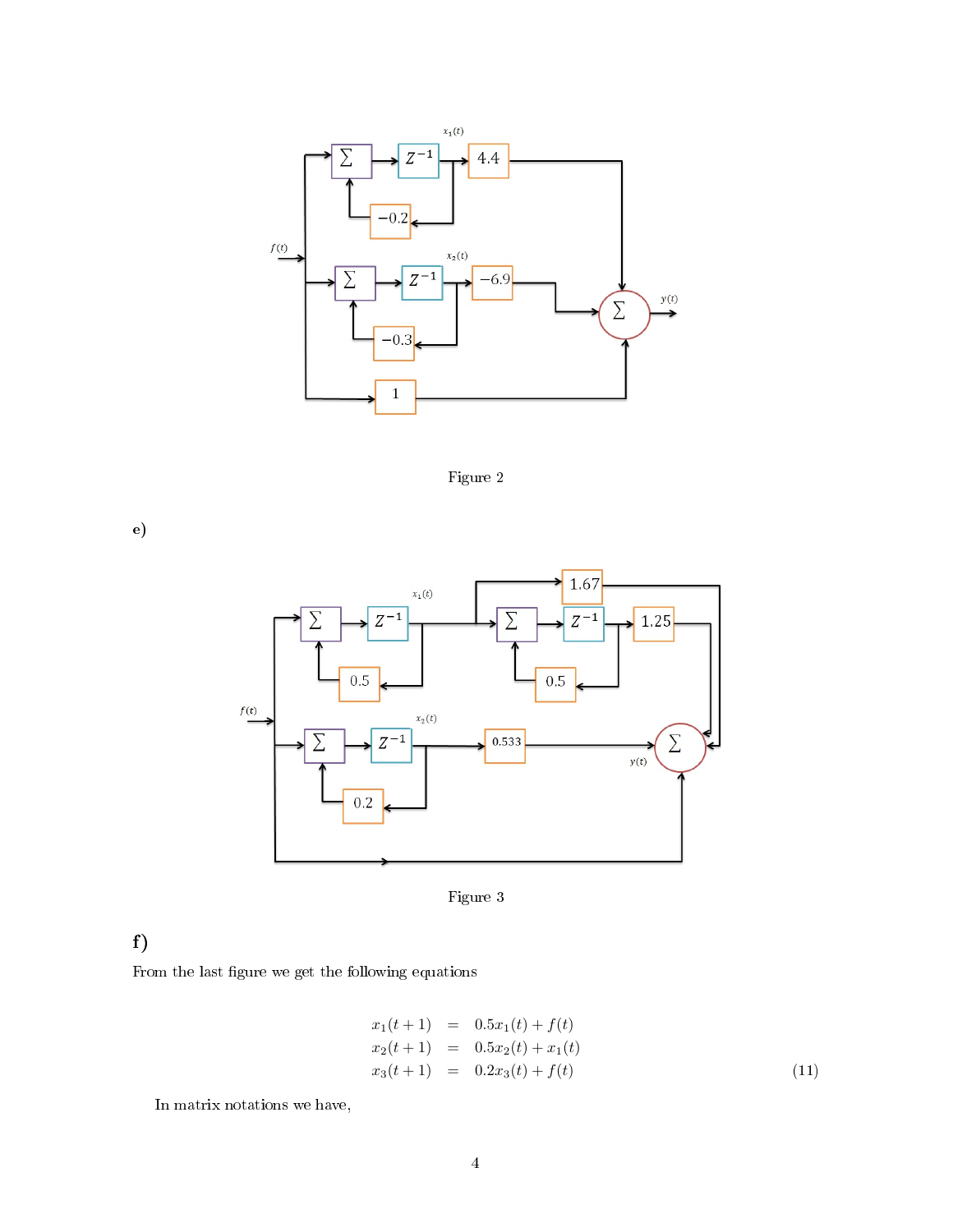Figure 2

**e)**

Figure 3

**f)**

From the last figure we get the following equations

$$
\begin{aligned}
x_1(t+1) &= 0.5x_1(t) + f(t) \\
x_2(t+1) &= 0.5x_2(t) + x_1(t) \\
x_3(t+1) &= 0.2x_3(t) + f(t)
\end{aligned}
\tag{11}
$$

In matrix notations we have,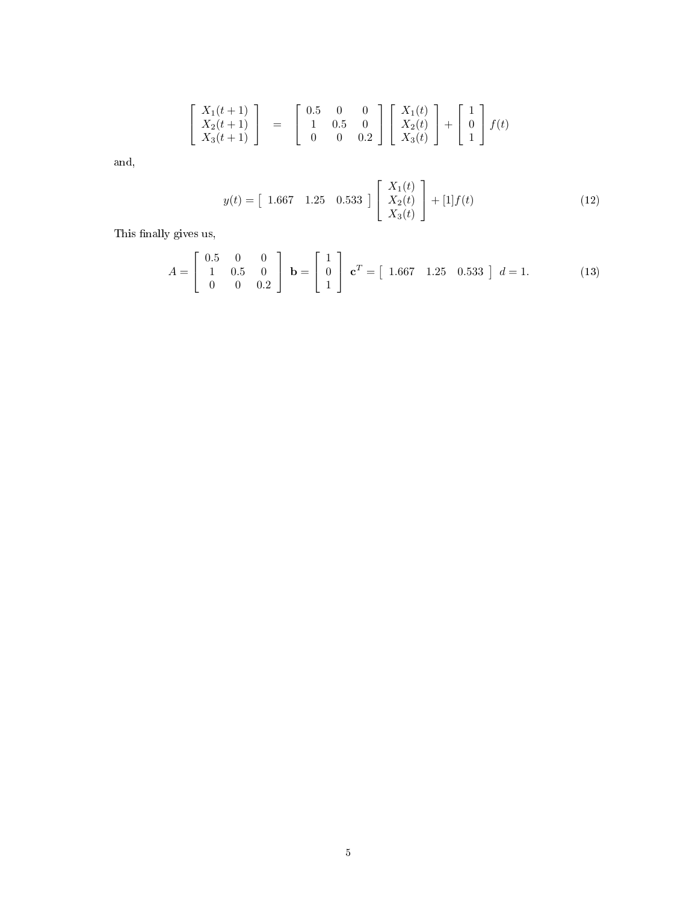$$
\begin{bmatrix} X_1(t+1) \\ X_2(t+1) \\ X_3(t+1) \end{bmatrix} = \begin{bmatrix} 0.5 & 0 & 0 \\ 1 & 0.5 & 0 \\ 0 & 0 & 0.2 \end{bmatrix} \begin{bmatrix} X_1(t) \\ X_2(t) \\ X_3(t) \end{bmatrix} + \begin{bmatrix} 1 \\ 0 \\ 1 \end{bmatrix} f(t)
$$

and,

$$
y(t) = \begin{bmatrix} 1.667 & 1.25 & 0.533 \end{bmatrix} \begin{bmatrix} X_1(t) \\ X_2(t) \\ X_3(t) \end{bmatrix} + [1]f(t) \tag{12}
$$

This finally gives us,

$$
A = \begin{bmatrix} 0.5 & 0 & 0 \\ 1 & 0.5 & 0 \\ 0 & 0 & 0.2 \end{bmatrix} \quad \mathbf{b} = \begin{bmatrix} 1 \\ 0 \\ 1 \end{bmatrix} \quad \mathbf{c}^T = \begin{bmatrix} 1.667 & 1.25 & 0.533 \end{bmatrix} \quad d = 1. \tag{13}
$$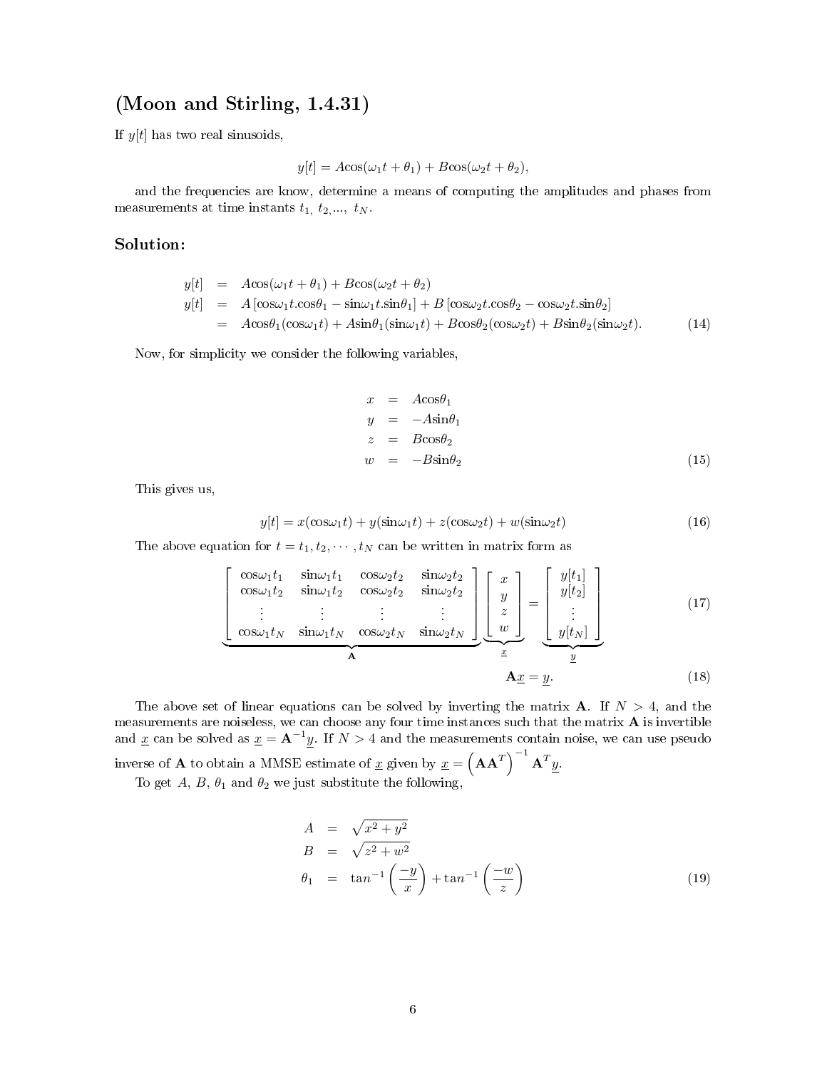## (Moon and Stirling, 1.4.31)

If $y[t]$ has two real sinusoids,

$$y[t] = A\cos(\omega_1 t + \theta_1) + B\cos(\omega_2 t + \theta_2),$$

and the frequencies are know, determine a means of computing the amplitudes and phases from measurements at time instants $t_1,\ t_2, ...,\ t_N$.

### Solution:

$$\begin{aligned}
y[t] &= A\cos(\omega_1 t + \theta_1) + B\cos(\omega_2 t + \theta_2) \\
y[t] &= A\left[\cos\omega_1 t.\cos\theta_1 - \sin\omega_1 t.\sin\theta_1\right] + B\left[\cos\omega_2 t.\cos\theta_2 - \cos\omega_2 t.\sin\theta_2\right] \\
&= A\cos\theta_1(\cos\omega_1 t) + A\sin\theta_1(\sin\omega_1 t) + B\cos\theta_2(\cos\omega_2 t) + B\sin\theta_2(\sin\omega_2 t). \qquad (14)
\end{aligned}$$

Now, for simplicity we consider the following variables,

$$\begin{aligned}
x &= A\cos\theta_1 \\
y &= -A\sin\theta_1 \\
z &= B\cos\theta_2 \\
w &= -B\sin\theta_2 \qquad (15)
\end{aligned}$$

This gives us,

$$y[t] = x(\cos\omega_1 t) + y(\sin\omega_1 t) + z(\cos\omega_2 t) + w(\sin\omega_2 t) \qquad (16)$$

The above equation for $t = t_1, t_2, \cdots, t_N$ can be written in matrix form as

$$\underbrace{\begin{bmatrix} \cos\omega_1 t_1 & \sin\omega_1 t_1 & \cos\omega_2 t_2 & \sin\omega_2 t_2 \\ \cos\omega_1 t_2 & \sin\omega_1 t_2 & \cos\omega_2 t_2 & \sin\omega_2 t_2 \\ \vdots & \vdots & \vdots & \vdots \\ \cos\omega_1 t_N & \sin\omega_1 t_N & \cos\omega_2 t_N & \sin\omega_2 t_N \end{bmatrix}}_{\mathbf{A}} \underbrace{\begin{bmatrix} x \\ y \\ z \\ w \end{bmatrix}}_{\underline{x}} = \underbrace{\begin{bmatrix} y[t_1] \\ y[t_2] \\ \vdots \\ y[t_N] \end{bmatrix}}_{\underline{y}} \qquad (17)$$

$$\mathbf{A}\underline{x} = \underline{y}. \qquad (18)$$

The above set of linear equations can be solved by inverting the matrix $\mathbf{A}$. If $N > 4$, and the measurements are noiseless, we can choose any four time instances such that the matrix $\mathbf{A}$ is invertible and $\underline{x}$ can be solved as $\underline{x} = \mathbf{A}^{-1}\underline{y}$. If $N > 4$ and the measurements contain noise, we can use pseudo inverse of $\mathbf{A}$ to obtain a MMSE estimate of $\underline{x}$ given by $\underline{x} = \left(\mathbf{A}\mathbf{A}^T\right)^{-1}\mathbf{A}^T\underline{y}$.

To get $A$, $B$, $\theta_1$ and $\theta_2$ we just substitute the following,

$$\begin{aligned}
A &= \sqrt{x^2 + y^2} \\
B &= \sqrt{z^2 + w^2} \\
\theta_1 &= \tan^{-1}\left(\frac{-y}{x}\right) + \tan^{-1}\left(\frac{-w}{z}\right) \qquad (19)
\end{aligned}$$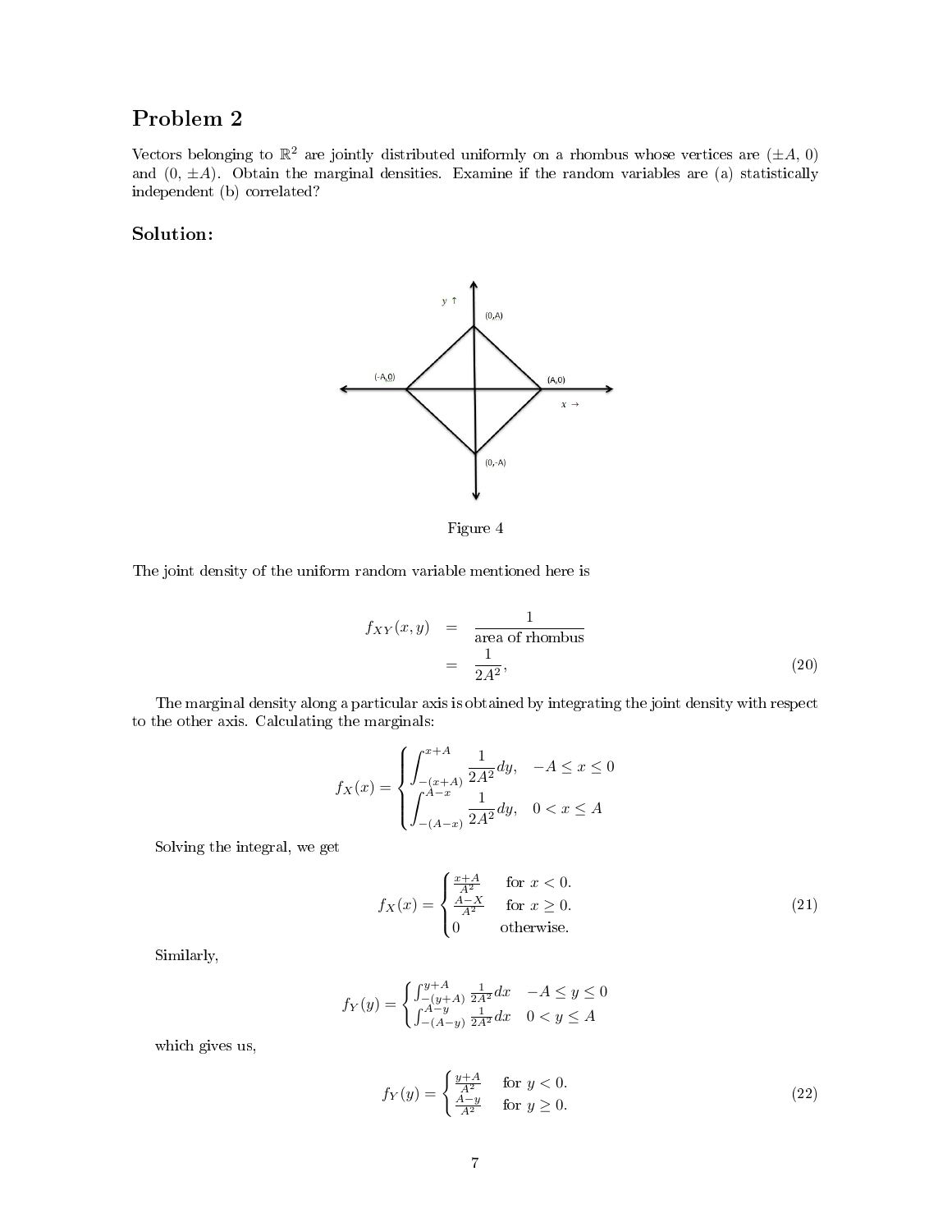## Problem 2

Vectors belonging to $\mathbb{R}^2$ are jointly distributed uniformly on a rhombus whose vertices are $(\pm A, 0)$ and $(0, \pm A)$. Obtain the marginal densities. Examine if the random variables are (a) statistically independent (b) correlated?

## Solution:

Figure 4

The joint density of the uniform random variable mentioned here is

$$
\begin{aligned}
f_{XY}(x,y) &= \frac{1}{\text{area of rhombus}} \\
&= \frac{1}{2A^2},
\end{aligned} \tag{20}
$$

The marginal density along a particular axis is obtained by integrating the joint density with respect to the other axis. Calculating the marginals:

$$
f_X(x) = \begin{cases} \displaystyle\int_{-(x+A)}^{x+A} \frac{1}{2A^2} dy, & -A \leq x \leq 0 \\ \displaystyle\int_{-(A-x)}^{A-x} \frac{1}{2A^2} dy, & 0 < x \leq A \end{cases}
$$

Solving the integral, we get

$$
f_X(x) = \begin{cases} \frac{x+A}{A^2} & \text{for } x < 0. \\ \frac{A-X}{A^2} & \text{for } x \geq 0. \\ 0 & \text{otherwise.} \end{cases} \tag{21}
$$

Similarly,

$$
f_Y(y) = \begin{cases} \int_{-(y+A)}^{y+A} \frac{1}{2A^2} dx & -A \leq y \leq 0 \\ \int_{-(A-y)}^{A-y} \frac{1}{2A^2} dx & 0 < y \leq A \end{cases}
$$

which gives us,

$$
f_Y(y) = \begin{cases} \frac{y+A}{A^2} & \text{for } y < 0. \\ \frac{A-y}{A^2} & \text{for } y \geq 0. \end{cases} \tag{22}
$$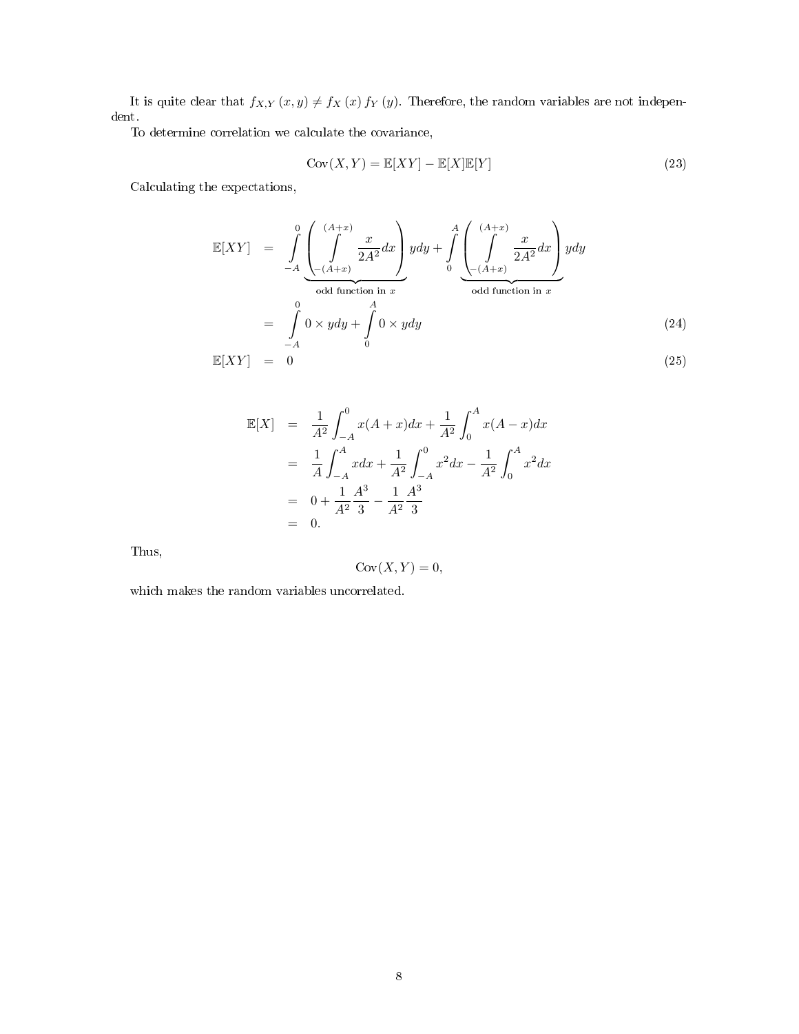It is quite clear that $f_{X,Y}(x,y) \neq f_X(x) f_Y(y)$. Therefore, the random variables are not independent.

To determine correlation we calculate the covariance,

$$\mathrm{Cov}(X,Y) = \mathbb{E}[XY] - \mathbb{E}[X]\mathbb{E}[Y] \tag{23}$$

Calculating the expectations,

$$\begin{aligned}
\mathbb{E}[XY] &= \int_{-A}^{0} \underbrace{\left( \int_{-(A+x)}^{(A+x)} \frac{x}{2A^2} dx \right)}_{\text{odd function in } x} y dy + \int_{0}^{A} \underbrace{\left( \int_{-(A+x)}^{(A+x)} \frac{x}{2A^2} dx \right)}_{\text{odd function in } x} y dy \\
&= \int_{-A}^{0} 0 \times y dy + \int_{0}^{A} 0 \times y dy \qquad (24) \\
\mathbb{E}[XY] &= 0 \qquad (25)
\end{aligned}$$

$$\begin{aligned}
\mathbb{E}[X] &= \frac{1}{A^2} \int_{-A}^{0} x(A+x) dx + \frac{1}{A^2} \int_{0}^{A} x(A-x) dx \\
&= \frac{1}{A} \int_{-A}^{A} x dx + \frac{1}{A^2} \int_{-A}^{0} x^2 dx - \frac{1}{A^2} \int_{0}^{A} x^2 dx \\
&= 0 + \frac{1}{A^2} \frac{A^3}{3} - \frac{1}{A^2} \frac{A^3}{3} \\
&= 0.
\end{aligned}$$

Thus,

$$\mathrm{Cov}(X,Y) = 0,$$

which makes the random variables uncorrelated.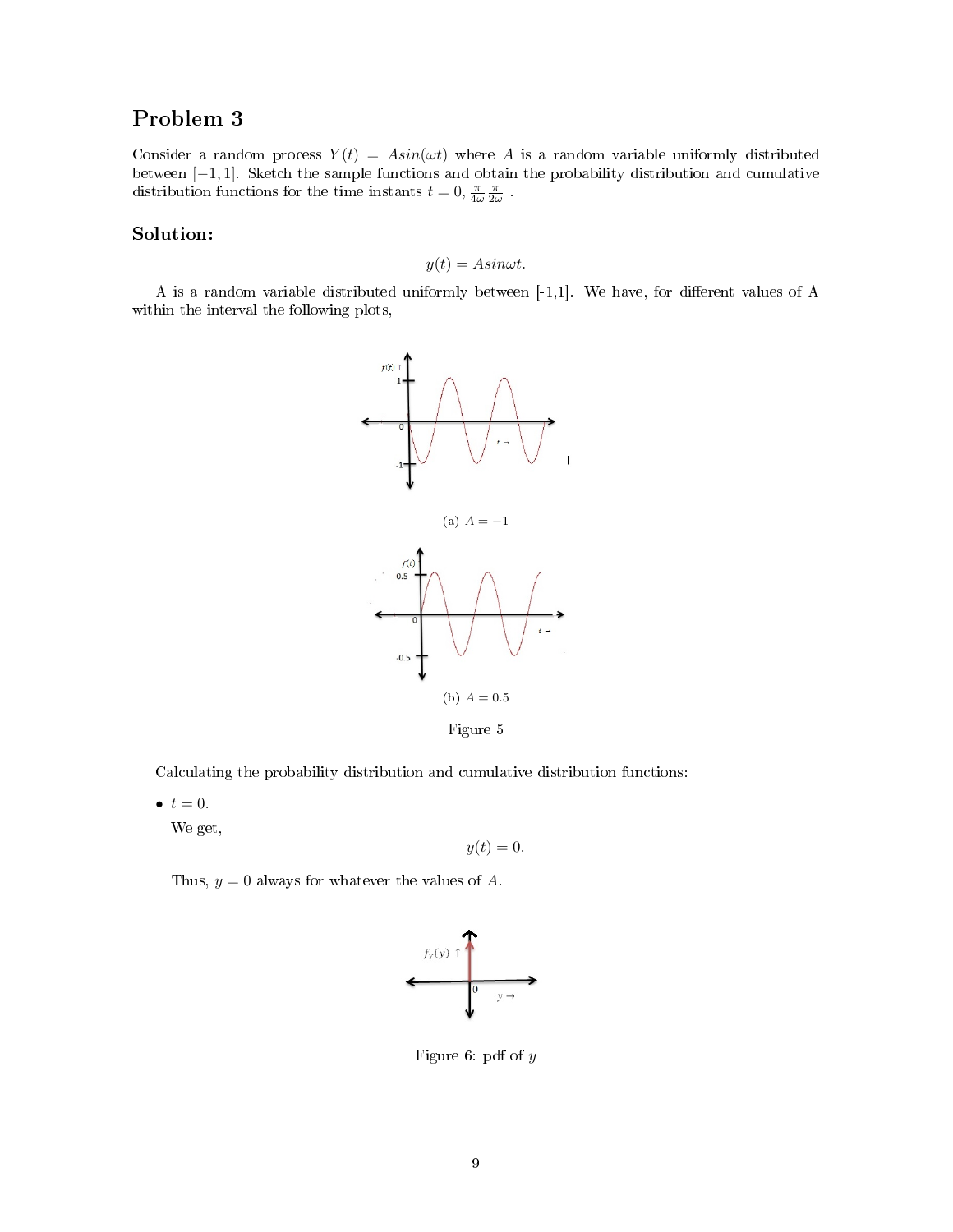## Problem 3

Consider a random process $Y(t) = Asin(\omega t)$ where $A$ is a random variable uniformly distributed between $[-1, 1]$. Sketch the sample functions and obtain the probability distribution and cumulative distribution functions for the time instants $t = 0, \frac{\pi}{4\omega} \frac{\pi}{2\omega}$ .

### Solution:

$$y(t) = Asin\omega t.$$

A is a random variable distributed uniformly between [-1,1]. We have, for different values of A within the interval the following plots,

(a) $A = -1$

(b) $A = 0.5$

Figure 5

Calculating the probability distribution and cumulative distribution functions:

- $t = 0$.

  We get,

  $$y(t) = 0.$$

  Thus, $y = 0$ always for whatever the values of $A$.

Figure 6: pdf of $y$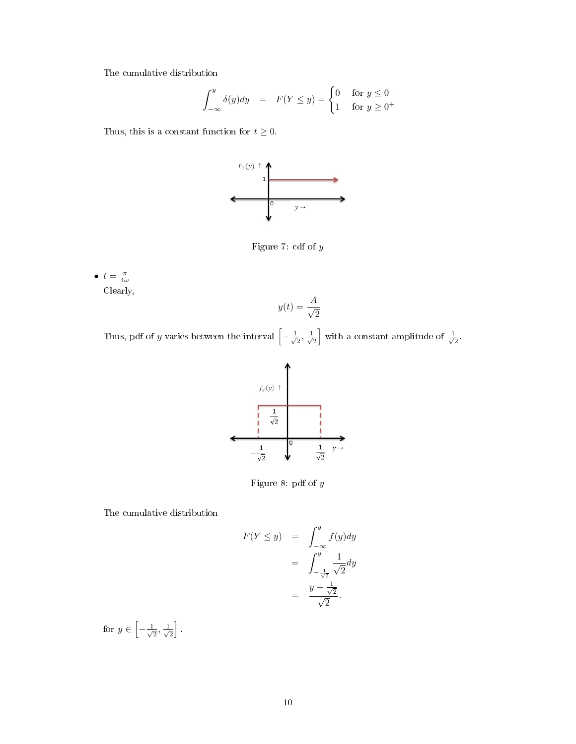The cumulative distribution

$$\int_{-\infty}^{y} \delta(y)dy \quad = \quad F(Y \leq y) = \begin{cases} 0 & \text{for } y \leq 0^- \\ 1 & \text{for } y \geq 0^+ \end{cases}$$

Thus, this is a constant function for $t \geq 0$.

Figure 7: cdf of $y$

- $t = \frac{\pi}{4\omega}$

  Clearly,

$$y(t) = \frac{A}{\sqrt{2}}$$

Thus, pdf of $y$ varies between the interval $\left[-\frac{1}{\sqrt{2}}, \frac{1}{\sqrt{2}}\right]$ with a constant amplitude of $\frac{1}{\sqrt{2}}$.

Figure 8: pdf of $y$

The cumulative distribution

$$\begin{aligned} F(Y \leq y) &= \int_{-\infty}^{y} f(y)dy \\ &= \int_{-\frac{1}{\sqrt{2}}}^{y} \frac{1}{\sqrt{2}}dy \\ &= \frac{y + \frac{1}{\sqrt{2}}}{\sqrt{2}}. \end{aligned}$$

for $y \in \left[-\frac{1}{\sqrt{2}}, \frac{1}{\sqrt{2}}\right]$.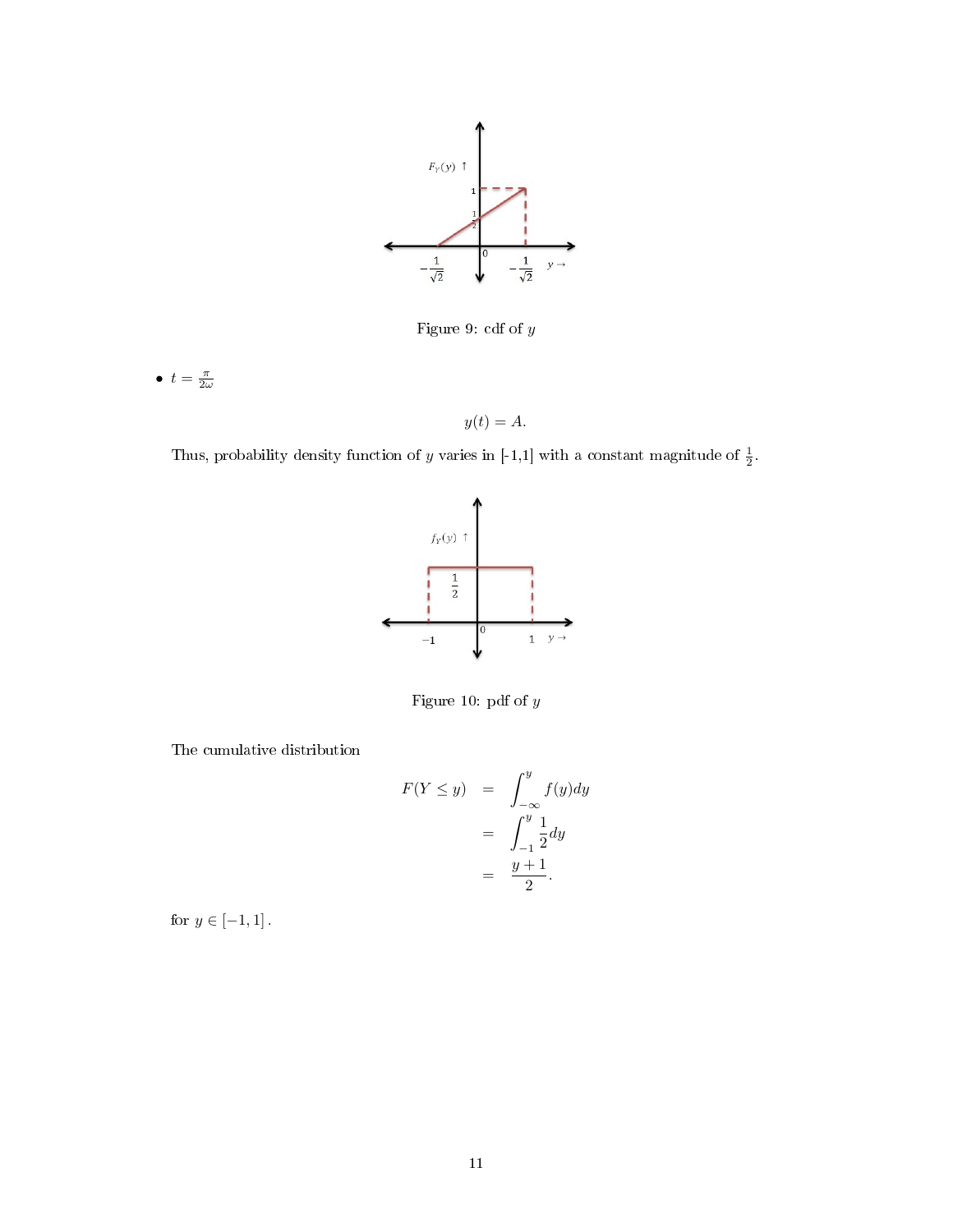Figure 9: cdf of $y$

- $t = \frac{\pi}{2\omega}$

$$y(t) = A.$$

Thus, probability density function of $y$ varies in [-1,1] with a constant magnitude of $\frac{1}{2}$.

Figure 10: pdf of $y$

The cumulative distribution

$$\begin{aligned} F(Y \leq y) &= \int_{-\infty}^{y} f(y)dy \\ &= \int_{-1}^{y} \frac{1}{2}dy \\ &= \frac{y+1}{2}. \end{aligned}$$

for $y \in [-1, 1]$.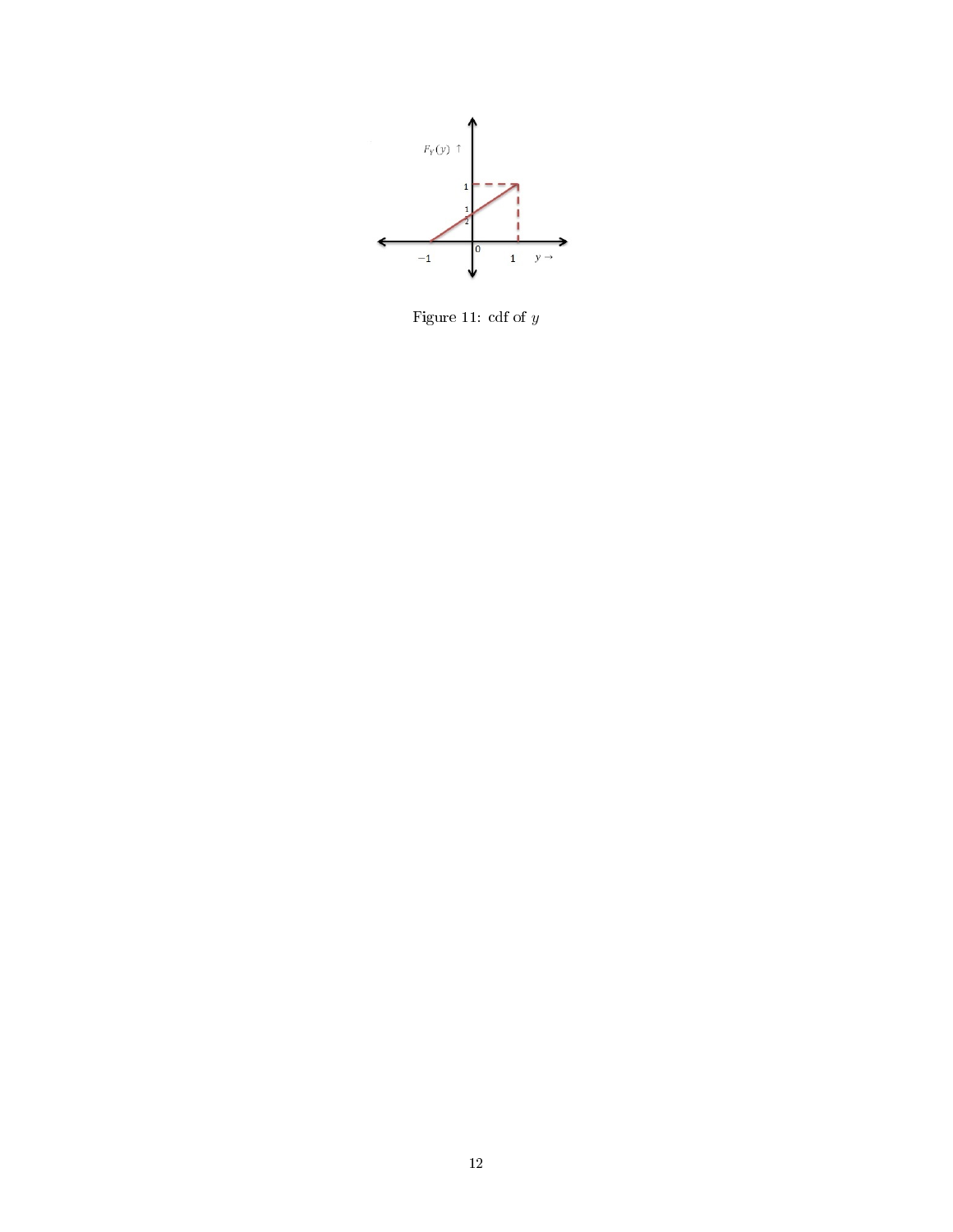Figure 11: cdf of $y$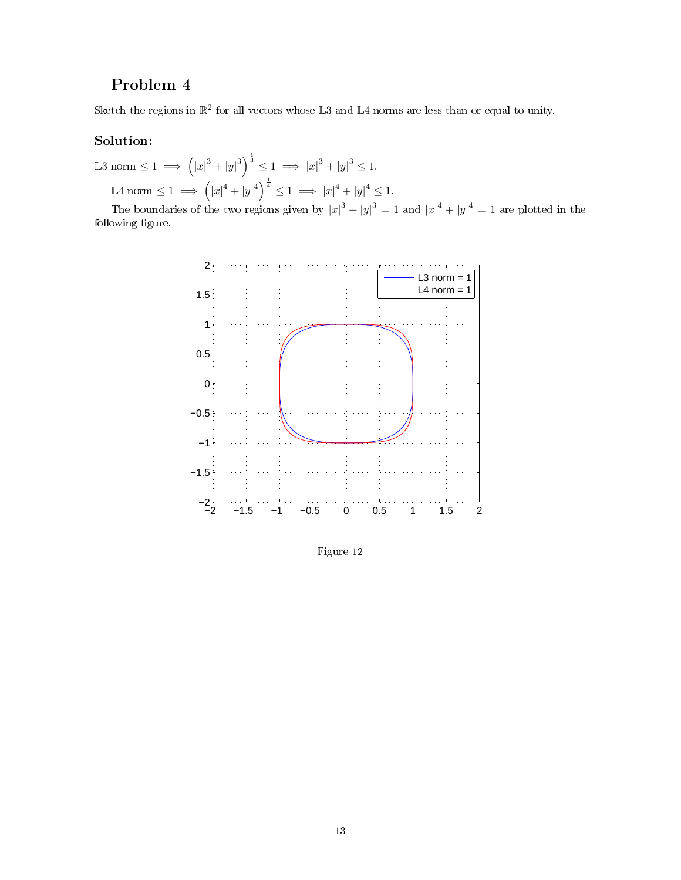## Problem 4

Sketch the regions in $\mathbb{R}^2$ for all vectors whose $\mathbb{L}3$ and $\mathbb{L}4$ norms are less than or equal to unity.

### Solution:

$\mathbb{L}3$ norm $\leq 1 \implies \left(|x|^3 + |y|^3\right)^{\frac{1}{3}} \leq 1 \implies |x|^3 + |y|^3 \leq 1.$

$\mathbb{L}4$ norm $\leq 1 \implies \left(|x|^4 + |y|^4\right)^{\frac{1}{4}} \leq 1 \implies |x|^4 + |y|^4 \leq 1.$

The boundaries of the two regions given by $|x|^3 + |y|^3 = 1$ and $|x|^4 + |y|^4 = 1$ are plotted in the following figure.

Figure 12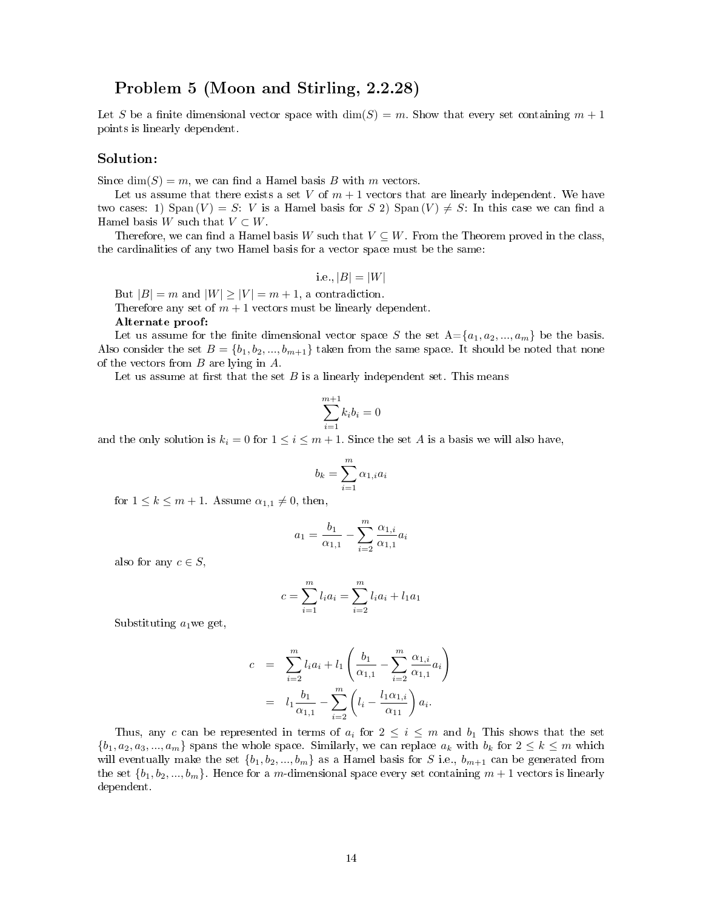## Problem 5 (Moon and Stirling, 2.2.28)

Let $S$ be a finite dimensional vector space with $\dim(S) = m$. Show that every set containing $m+1$ points is linearly dependent.

### Solution:

Since $\dim(S) = m$, we can find a Hamel basis $B$ with $m$ vectors.

Let us assume that there exists a set $V$ of $m+1$ vectors that are linearly independent. We have two cases: 1) Span$(V) = S$: $V$ is a Hamel basis for $S$ 2) Span$(V) \neq S$: In this case we can find a Hamel basis $W$ such that $V \subset W$.

Therefore, we can find a Hamel basis $W$ such that $V \subseteq W$. From the Theorem proved in the class, the cardinalities of any two Hamel basis for a vector space must be the same:

$$\text{i.e., } |B| = |W|$$

But $|B| = m$ and $|W| \geq |V| = m+1$, a contradiction.

Therefore any set of $m+1$ vectors must be linearly dependent.

**Alternate proof:**

Let us assume for the finite dimensional vector space $S$ the set A=$\{a_1, a_2, ..., a_m\}$ be the basis. Also consider the set $B = \{b_1, b_2, ..., b_{m+1}\}$ taken from the same space. It should be noted that none of the vectors from $B$ are lying in $A$.

Let us assume at first that the set $B$ is a linearly independent set. This means

$$\sum_{i=1}^{m+1} k_i b_i = 0$$

and the only solution is $k_i = 0$ for $1 \leq i \leq m+1$. Since the set $A$ is a basis we will also have,

$$b_k = \sum_{i=1}^{m} \alpha_{1,i} a_i$$

for $1 \leq k \leq m+1$. Assume $\alpha_{1,1} \neq 0$, then,

$$a_1 = \frac{b_1}{\alpha_{1,1}} - \sum_{i=2}^{m} \frac{\alpha_{1,i}}{\alpha_{1,1}} a_i$$

also for any $c \in S$,

$$c = \sum_{i=1}^{m} l_i a_i = \sum_{i=2}^{m} l_i a_i + l_1 a_1$$

Substituting $a_1$we get,

$$\begin{aligned} c &= \sum_{i=2}^{m} l_i a_i + l_1 \left( \frac{b_1}{\alpha_{1,1}} - \sum_{i=2}^{m} \frac{\alpha_{1,i}}{\alpha_{1,1}} a_i \right) \\ &= l_1 \frac{b_1}{\alpha_{1,1}} - \sum_{i=2}^{m} \left( l_i - \frac{l_1 \alpha_{1,i}}{\alpha_{11}} \right) a_i. \end{aligned}$$

Thus, any $c$ can be represented in terms of $a_i$ for $2 \leq i \leq m$ and $b_1$ This shows that the set $\{b_1, a_2, a_3, ..., a_m\}$ spans the whole space. Similarly, we can replace $a_k$ with $b_k$ for $2 \leq k \leq m$ which will eventually make the set $\{b_1, b_2, ..., b_m\}$ as a Hamel basis for $S$ i.e., $b_{m+1}$ can be generated from the set $\{b_1, b_2, ..., b_m\}$. Hence for a $m$-dimensional space every set containing $m+1$ vectors is linearly dependent.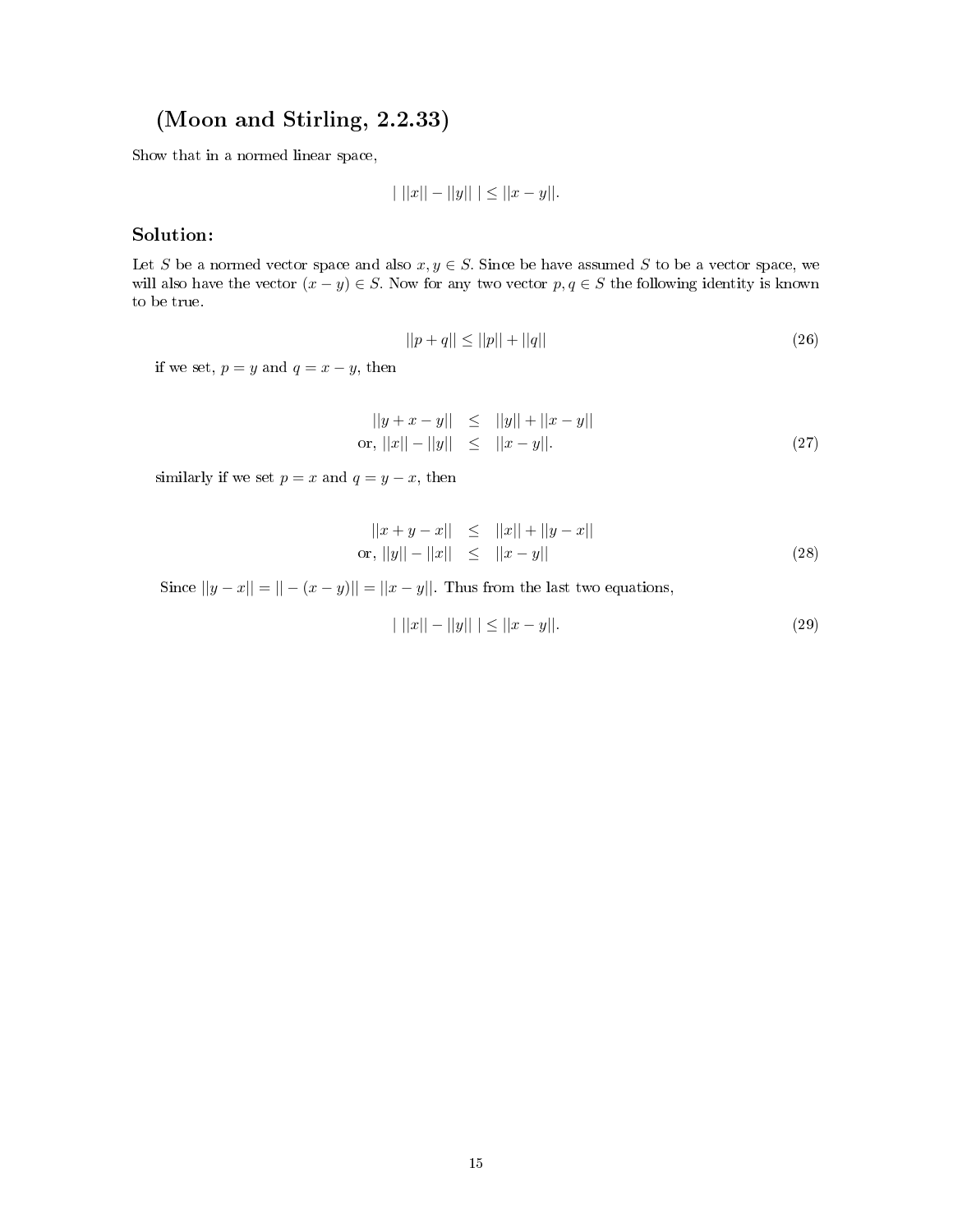## (Moon and Stirling, 2.2.33)

Show that in a normed linear space,

$$| \ ||x|| - ||y|| \ | \leq ||x - y||.$$

### Solution:

Let $S$ be a normed vector space and also $x, y \in S$. Since be have assumed $S$ to be a vector space, we will also have the vector $(x - y) \in S$. Now for any two vector $p, q \in S$ the following identity is known to be true.

$$||p + q|| \leq ||p|| + ||q|| \tag{26}$$

if we set, $p = y$ and $q = x - y$, then

$$\begin{aligned} ||y + x - y|| &\leq ||y|| + ||x - y|| \\ \text{or, } ||x|| - ||y|| &\leq ||x - y||. \end{aligned} \tag{27}$$

similarly if we set $p = x$ and $q = y - x$, then

$$\begin{aligned} ||x + y - x|| &\leq ||x|| + ||y - x|| \\ \text{or, } ||y|| - ||x|| &\leq ||x - y|| \end{aligned} \tag{28}$$

Since $||y - x|| = || - (x - y)|| = ||x - y||$. Thus from the last two equations,

$$| \ ||x|| - ||y|| \ | \leq ||x - y||. \tag{29}$$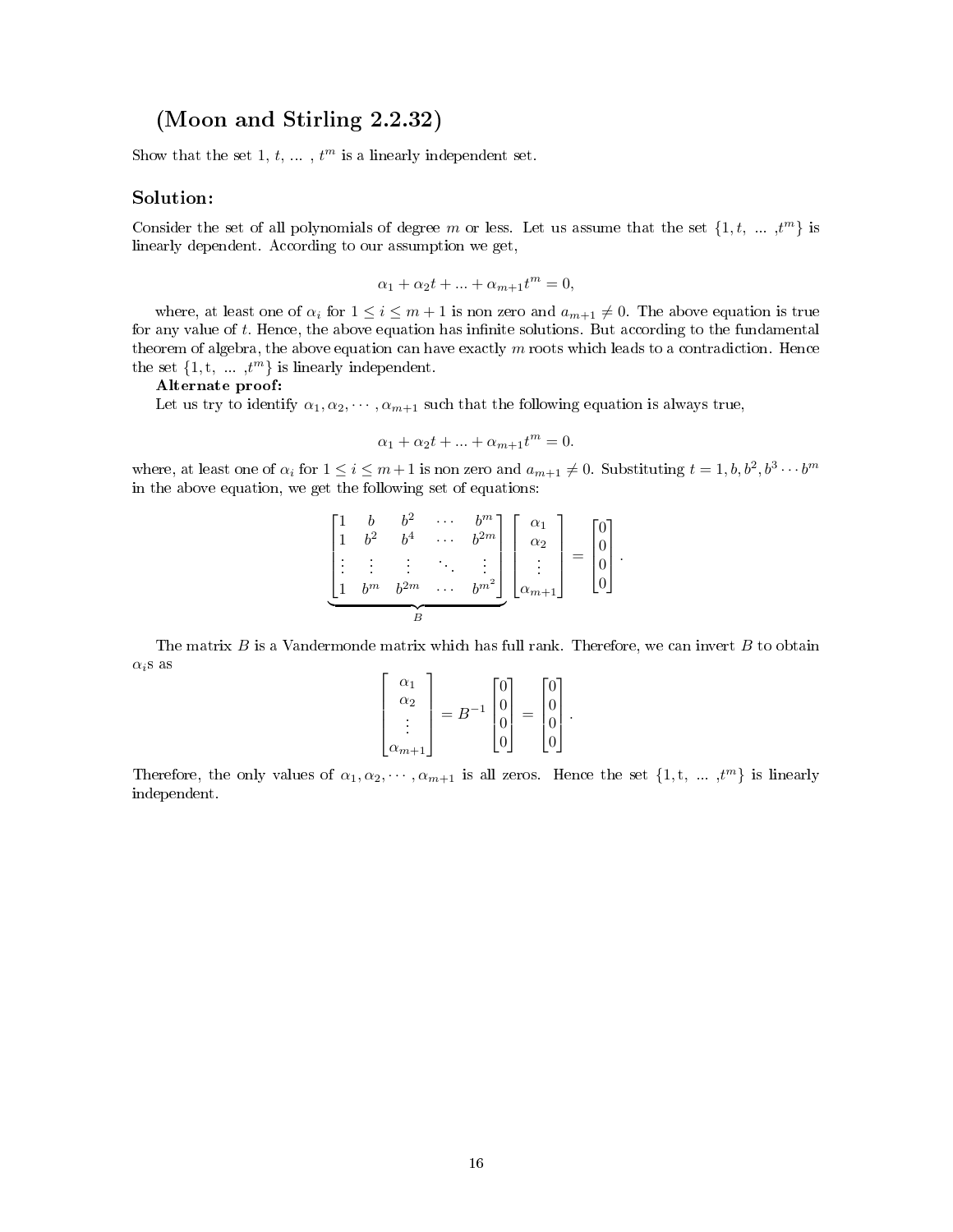## (Moon and Stirling 2.2.32)

Show that the set 1, $t$, ... , $t^m$ is a linearly independent set.

### Solution:

Consider the set of all polynomials of degree $m$ or less. Let us assume that the set $\{1, t, \ ... \ ,t^m\}$ is linearly dependent. According to our assumption we get,

$$\alpha_1 + \alpha_2 t + ... + \alpha_{m+1} t^m = 0,$$

where, at least one of $\alpha_i$ for $1 \leq i \leq m+1$ is non zero and $a_{m+1} \neq 0$. The above equation is true for any value of $t$. Hence, the above equation has infinite solutions. But according to the fundamental theorem of algebra, the above equation can have exactly $m$ roots which leads to a contradiction. Hence the set $\{1, \text{t}, \ ... \ ,t^m\}$ is linearly independent.

**Alternate proof:**

Let us try to identify $\alpha_1, \alpha_2, \cdots, \alpha_{m+1}$ such that the following equation is always true,

$$\alpha_1 + \alpha_2 t + ... + \alpha_{m+1} t^m = 0.$$

where, at least one of $\alpha_i$ for $1 \leq i \leq m+1$ is non zero and $a_{m+1} \neq 0$. Substituting $t = 1, b, b^2, b^3 \cdots b^m$ in the above equation, we get the following set of equations:

$$\underbrace{\begin{bmatrix} 1 & b & b^2 & \cdots & b^m \\ 1 & b^2 & b^4 & \cdots & b^{2m} \\ \vdots & \vdots & \vdots & \ddots & \vdots \\ 1 & b^m & b^{2m} & \cdots & b^{m^2} \end{bmatrix}}_{B} \begin{bmatrix} \alpha_1 \\ \alpha_2 \\ \vdots \\ \alpha_{m+1} \end{bmatrix} = \begin{bmatrix} 0 \\ 0 \\ 0 \\ 0 \end{bmatrix}.$$

The matrix $B$ is a Vandermonde matrix which has full rank. Therefore, we can invert $B$ to obtain $\alpha_i$s as

$$\begin{bmatrix} \alpha_1 \\ \alpha_2 \\ \vdots \\ \alpha_{m+1} \end{bmatrix} = B^{-1} \begin{bmatrix} 0 \\ 0 \\ 0 \\ 0 \end{bmatrix} = \begin{bmatrix} 0 \\ 0 \\ 0 \\ 0 \end{bmatrix}.$$

Therefore, the only values of $\alpha_1, \alpha_2, \cdots, \alpha_{m+1}$ is all zeros. Hence the set $\{1, \text{t}, \ ... \ ,t^m\}$ is linearly independent.